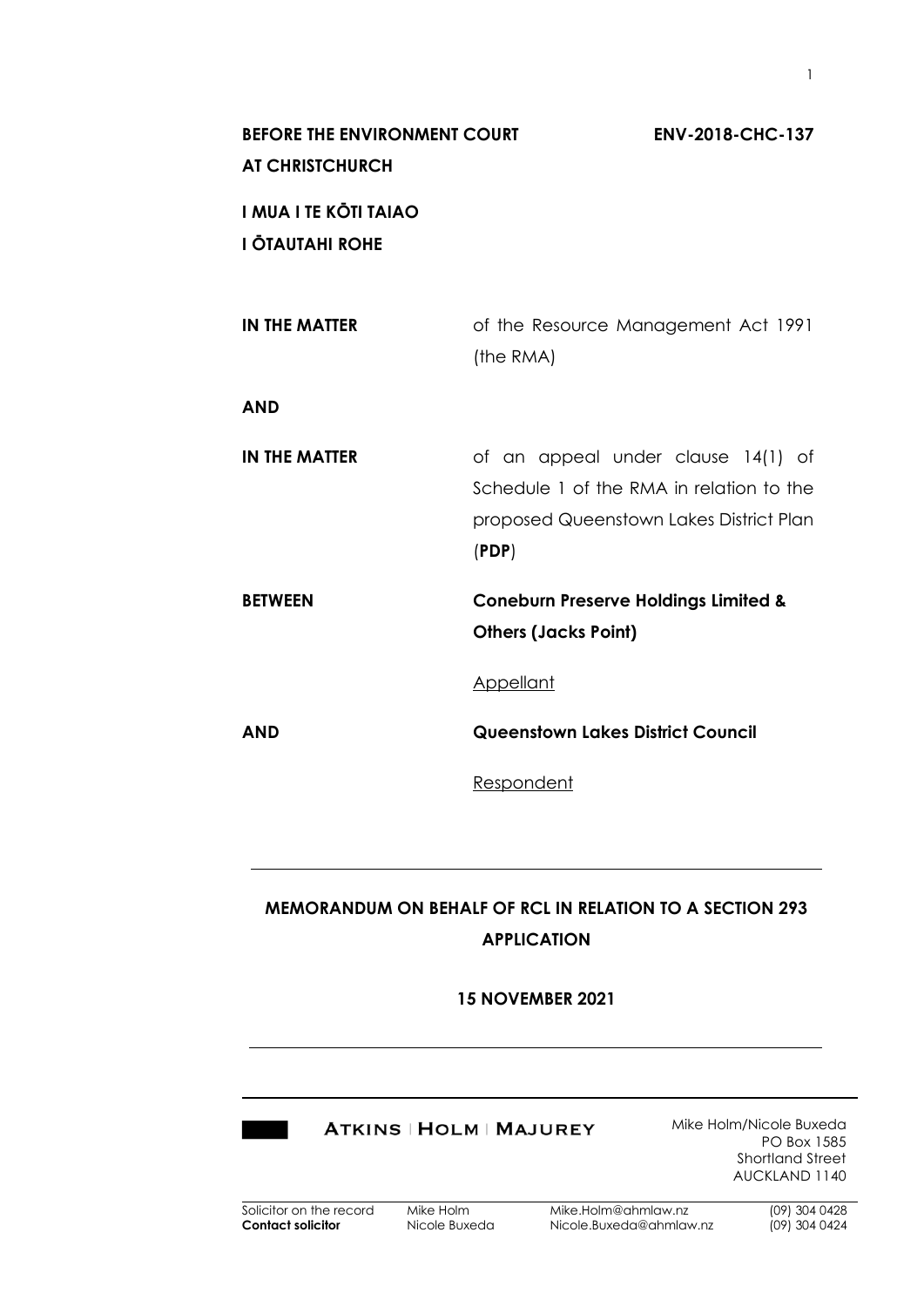**BEFORE THE ENVIRONMENT COURT** **ENV-2018-CHC-137**
**AT CHRISTCHURCH**

**I MUA I TE KŌTI TAIAO**
**I ŌTAUTAHI ROHE**

| | |
|---|---|
| **IN THE MATTER** | of the Resource Management Act 1991 (the RMA) |
| **AND** | |
| **IN THE MATTER** | of an appeal under clause 14(1) of Schedule 1 of the RMA in relation to the proposed Queenstown Lakes District Plan (**PDP**) |
| **BETWEEN** | **Coneburn Preserve Holdings Limited & Others (Jacks Point)** |
| | Appellant |
| **AND** | **Queenstown Lakes District Council** |
| | Respondent |

---

**MEMORANDUM ON BEHALF OF RCL IN RELATION TO A SECTION 293 APPLICATION**

**15 NOVEMBER 2021**

---

**ATKINS | HOLM | MAJUREY**

Mike Holm/Nicole Buxeda
PO Box 1585
Shortland Street
AUCKLAND 1140

| | | | |
|---|---|---|---|
| Solicitor on the record | Mike Holm | Mike.Holm@ahmlaw.nz | (09) 304 0428 |
| **Contact solicitor** | Nicole Buxeda | Nicole.Buxeda@ahmlaw.nz | (09) 304 0424 |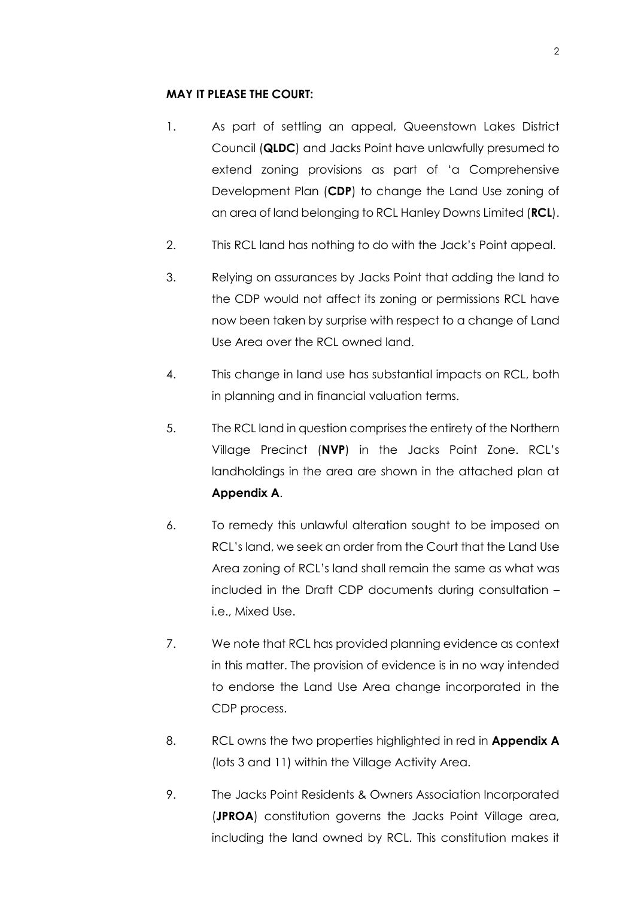**MAY IT PLEASE THE COURT:**

1. As part of settling an appeal, Queenstown Lakes District Council (**QLDC**) and Jacks Point have unlawfully presumed to extend zoning provisions as part of 'a Comprehensive Development Plan (**CDP**) to change the Land Use zoning of an area of land belonging to RCL Hanley Downs Limited (**RCL**).

2. This RCL land has nothing to do with the Jack's Point appeal.

3. Relying on assurances by Jacks Point that adding the land to the CDP would not affect its zoning or permissions RCL have now been taken by surprise with respect to a change of Land Use Area over the RCL owned land.

4. This change in land use has substantial impacts on RCL, both in planning and in financial valuation terms.

5. The RCL land in question comprises the entirety of the Northern Village Precinct (**NVP**) in the Jacks Point Zone. RCL's landholdings in the area are shown in the attached plan at **Appendix A**.

6. To remedy this unlawful alteration sought to be imposed on RCL's land, we seek an order from the Court that the Land Use Area zoning of RCL's land shall remain the same as what was included in the Draft CDP documents during consultation – i.e., Mixed Use.

7. We note that RCL has provided planning evidence as context in this matter. The provision of evidence is in no way intended to endorse the Land Use Area change incorporated in the CDP process.

8. RCL owns the two properties highlighted in red in **Appendix A** (lots 3 and 11) within the Village Activity Area.

9. The Jacks Point Residents & Owners Association Incorporated (**JPROA**) constitution governs the Jacks Point Village area, including the land owned by RCL. This constitution makes it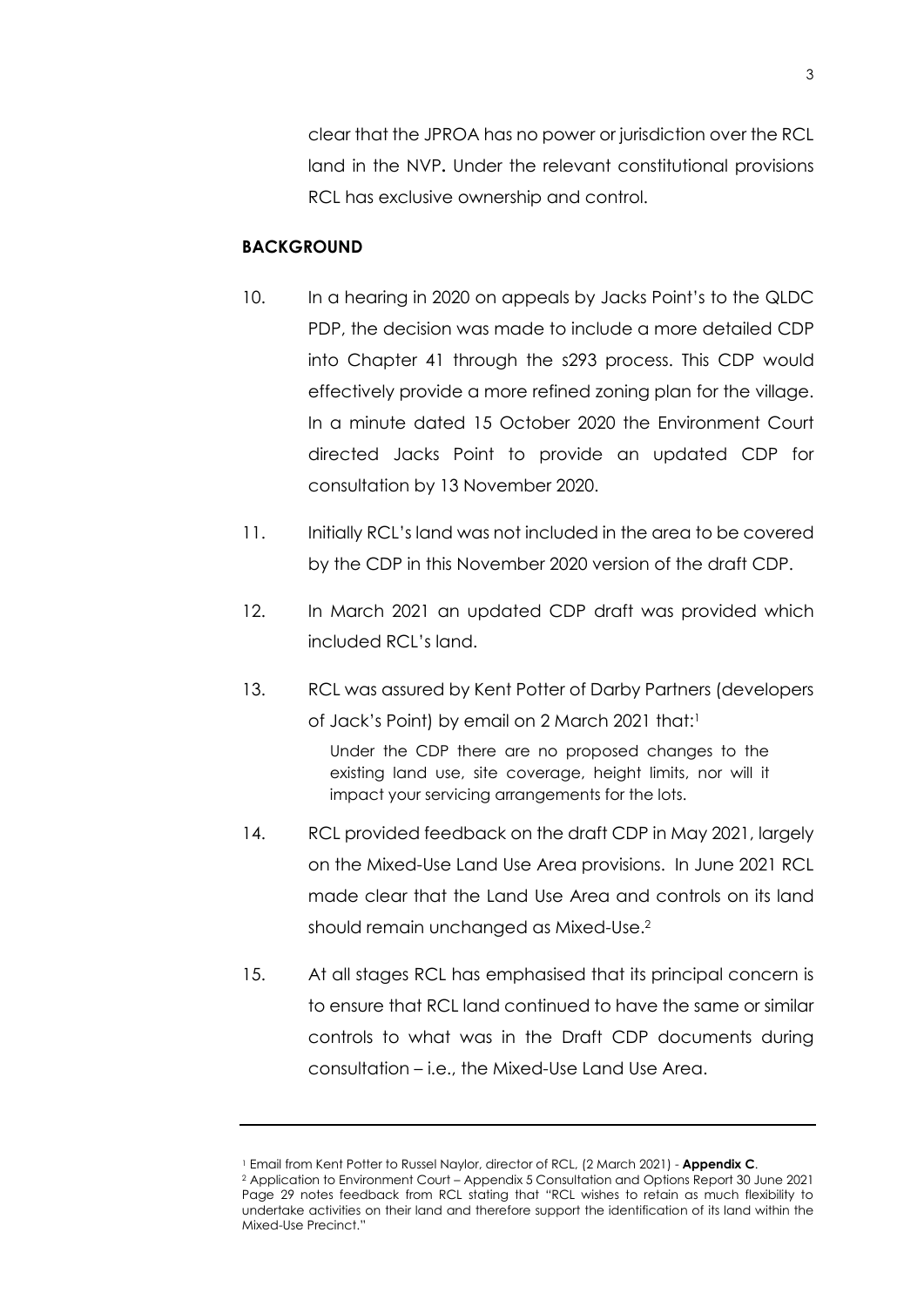clear that the JPROA has no power or jurisdiction over the RCL land in the NVP**.** Under the relevant constitutional provisions RCL has exclusive ownership and control.

**BACKGROUND**

10. In a hearing in 2020 on appeals by Jacks Point's to the QLDC PDP, the decision was made to include a more detailed CDP into Chapter 41 through the s293 process. This CDP would effectively provide a more refined zoning plan for the village. In a minute dated 15 October 2020 the Environment Court directed Jacks Point to provide an updated CDP for consultation by 13 November 2020.

11. Initially RCL's land was not included in the area to be covered by the CDP in this November 2020 version of the draft CDP.

12. In March 2021 an updated CDP draft was provided which included RCL's land.

13. RCL was assured by Kent Potter of Darby Partners (developers of Jack's Point) by email on 2 March 2021 that:[1]

    > Under the CDP there are no proposed changes to the existing land use, site coverage, height limits, nor will it impact your servicing arrangements for the lots.

14. RCL provided feedback on the draft CDP in May 2021, largely on the Mixed-Use Land Use Area provisions. In June 2021 RCL made clear that the Land Use Area and controls on its land should remain unchanged as Mixed-Use.[2]

15. At all stages RCL has emphasised that its principal concern is to ensure that RCL land continued to have the same or similar controls to what was in the Draft CDP documents during consultation – i.e., the Mixed-Use Land Use Area.

---

[1] Email from Kent Potter to Russel Naylor, director of RCL, (2 March 2021) - **Appendix C**.

[2] Application to Environment Court – Appendix 5 Consultation and Options Report 30 June 2021 Page 29 notes feedback from RCL stating that "RCL wishes to retain as much flexibility to undertake activities on their land and therefore support the identification of its land within the Mixed-Use Precinct."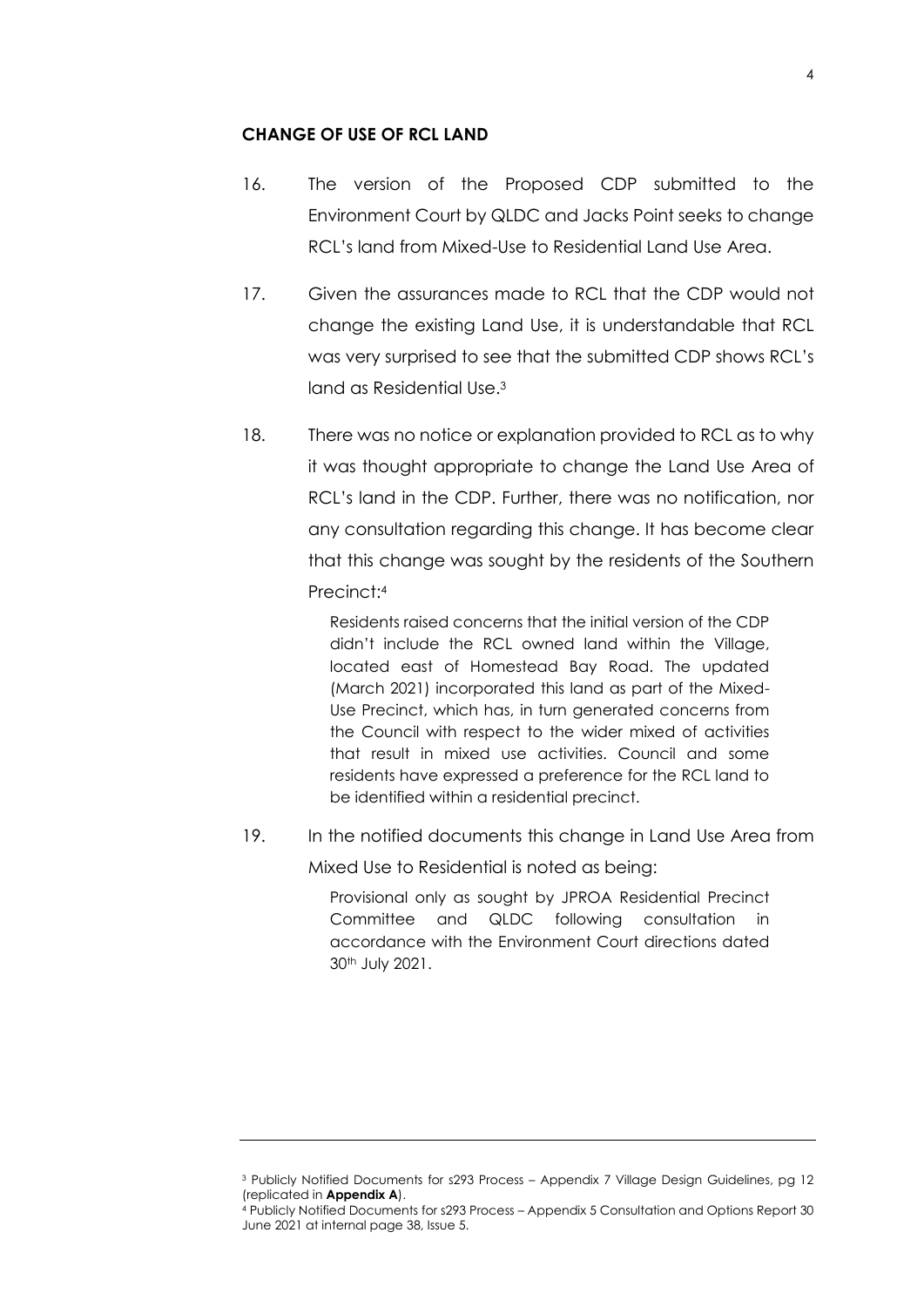**CHANGE OF USE OF RCL LAND**

16. The version of the Proposed CDP submitted to the Environment Court by QLDC and Jacks Point seeks to change RCL's land from Mixed-Use to Residential Land Use Area.

17. Given the assurances made to RCL that the CDP would not change the existing Land Use, it is understandable that RCL was very surprised to see that the submitted CDP shows RCL's land as Residential Use.[3]

18. There was no notice or explanation provided to RCL as to why it was thought appropriate to change the Land Use Area of RCL's land in the CDP. Further, there was no notification, nor any consultation regarding this change. It has become clear that this change was sought by the residents of the Southern Precinct:[4]

> Residents raised concerns that the initial version of the CDP didn't include the RCL owned land within the Village, located east of Homestead Bay Road. The updated (March 2021) incorporated this land as part of the Mixed-Use Precinct, which has, in turn generated concerns from the Council with respect to the wider mixed of activities that result in mixed use activities. Council and some residents have expressed a preference for the RCL land to be identified within a residential precinct.

19. In the notified documents this change in Land Use Area from Mixed Use to Residential is noted as being:

> Provisional only as sought by JPROA Residential Precinct Committee and QLDC following consultation in accordance with the Environment Court directions dated 30th July 2021.

---

[3] Publicly Notified Documents for s293 Process – Appendix 7 Village Design Guidelines, pg 12 (replicated in **Appendix A**).

[4] Publicly Notified Documents for s293 Process – Appendix 5 Consultation and Options Report 30 June 2021 at internal page 38, Issue 5.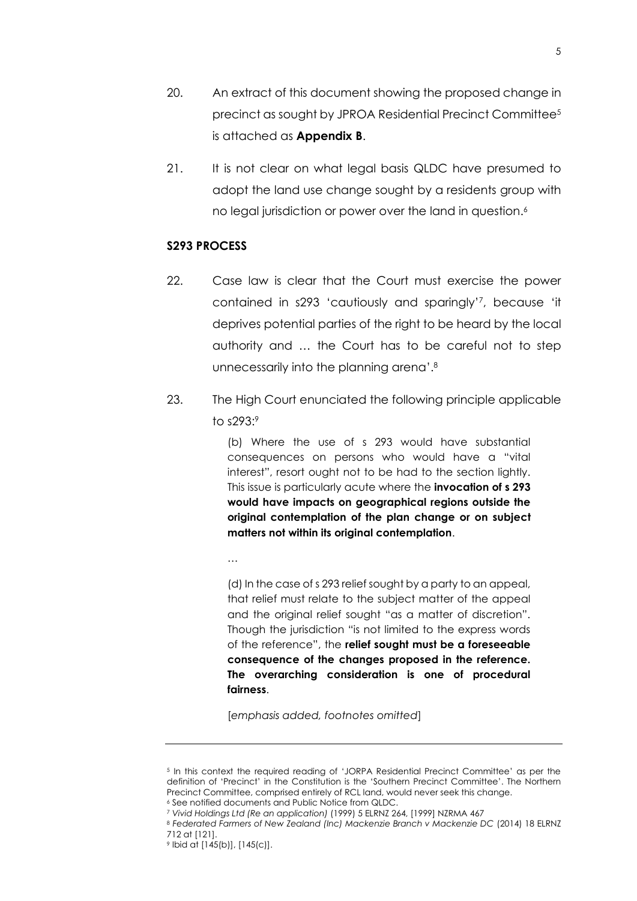20. An extract of this document showing the proposed change in precinct as sought by JPROA Residential Precinct Committee[5] is attached as **Appendix B**.

21. It is not clear on what legal basis QLDC have presumed to adopt the land use change sought by a residents group with no legal jurisdiction or power over the land in question.[6]

**S293 PROCESS**

22. Case law is clear that the Court must exercise the power contained in s293 'cautiously and sparingly'[7], because 'it deprives potential parties of the right to be heard by the local authority and … the Court has to be careful not to step unnecessarily into the planning arena'.[8]

23. The High Court enunciated the following principle applicable to s293:[9]

> (b) Where the use of s 293 would have substantial consequences on persons who would have a "vital interest", resort ought not to be had to the section lightly. This issue is particularly acute where the **invocation of s 293 would have impacts on geographical regions outside the original contemplation of the plan change or on subject matters not within its original contemplation**.
>
> …
>
> (d) In the case of s 293 relief sought by a party to an appeal, that relief must relate to the subject matter of the appeal and the original relief sought "as a matter of discretion". Though the jurisdiction "is not limited to the express words of the reference", the **relief sought must be a foreseeable consequence of the changes proposed in the reference. The overarching consideration is one of procedural fairness**.
>
> [*emphasis added, footnotes omitted*]

---

[5] In this context the required reading of 'JORPA Residential Precinct Committee' as per the definition of 'Precinct' in the Constitution is the 'Southern Precinct Committee'. The Northern Precinct Committee, comprised entirely of RCL land, would never seek this change.

[6] See notified documents and Public Notice from QLDC.

[7] *Vivid Holdings Ltd (Re an application)* (1999) 5 ELRNZ 264, [1999] NZRMA 467

[8] *Federated Farmers of New Zealand (Inc) Mackenzie Branch v Mackenzie DC* (2014) 18 ELRNZ 712 at [121].

[9] Ibid at [145(b)], [145(c)].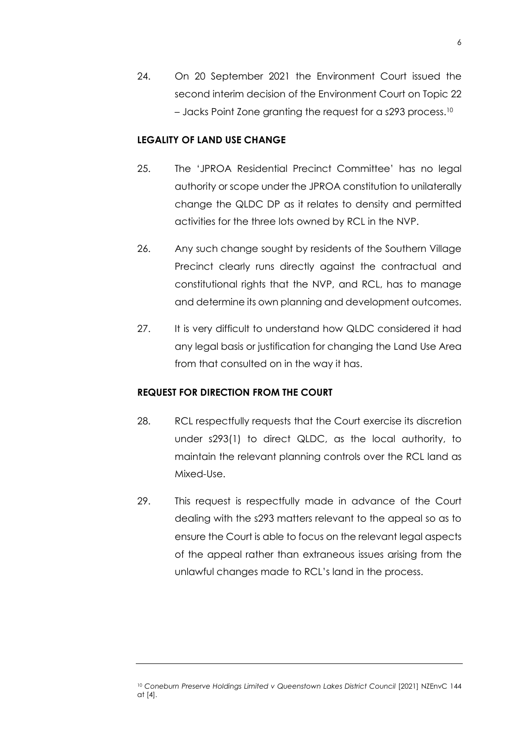24. On 20 September 2021 the Environment Court issued the second interim decision of the Environment Court on Topic 22 – Jacks Point Zone granting the request for a s293 process.[10]

## LEGALITY OF LAND USE CHANGE

25. The 'JPROA Residential Precinct Committee' has no legal authority or scope under the JPROA constitution to unilaterally change the QLDC DP as it relates to density and permitted activities for the three lots owned by RCL in the NVP.

26. Any such change sought by residents of the Southern Village Precinct clearly runs directly against the contractual and constitutional rights that the NVP, and RCL, has to manage and determine its own planning and development outcomes.

27. It is very difficult to understand how QLDC considered it had any legal basis or justification for changing the Land Use Area from that consulted on in the way it has.

## REQUEST FOR DIRECTION FROM THE COURT

28. RCL respectfully requests that the Court exercise its discretion under s293(1) to direct QLDC, as the local authority, to maintain the relevant planning controls over the RCL land as Mixed-Use.

29. This request is respectfully made in advance of the Court dealing with the s293 matters relevant to the appeal so as to ensure the Court is able to focus on the relevant legal aspects of the appeal rather than extraneous issues arising from the unlawful changes made to RCL's land in the process.

---

[10] *Coneburn Preserve Holdings Limited v Queenstown Lakes District Council* [2021] NZEnvC 144 at [4].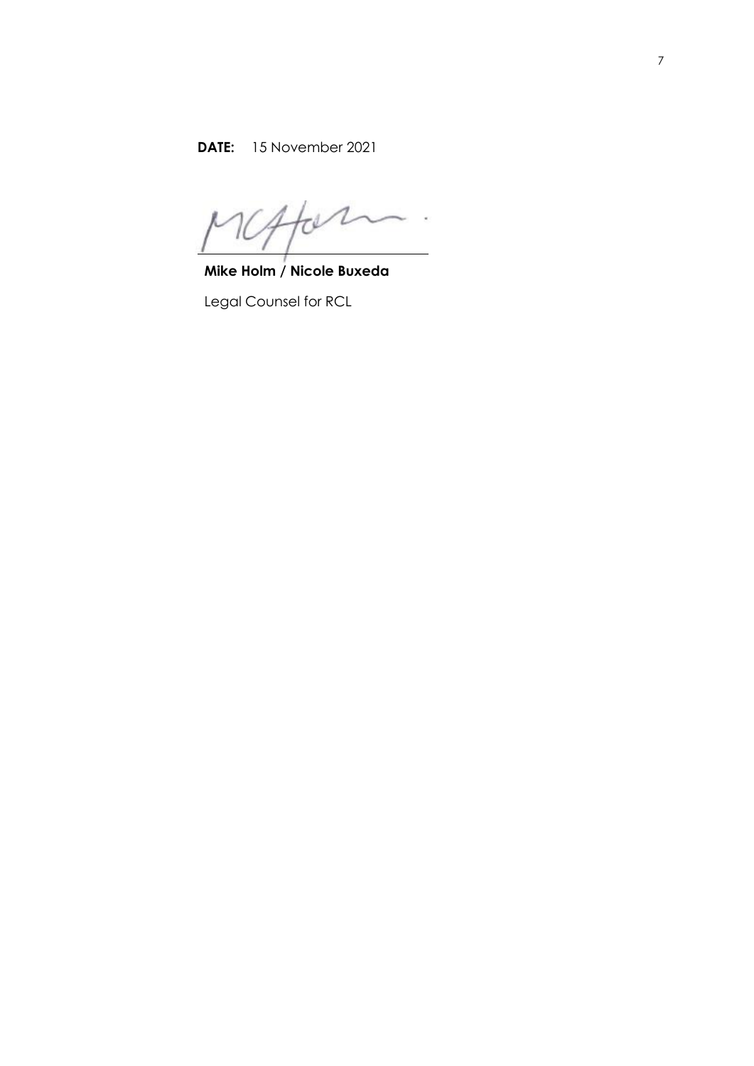**DATE:** 15 November 2021

**Mike Holm / Nicole Buxeda**

Legal Counsel for RCL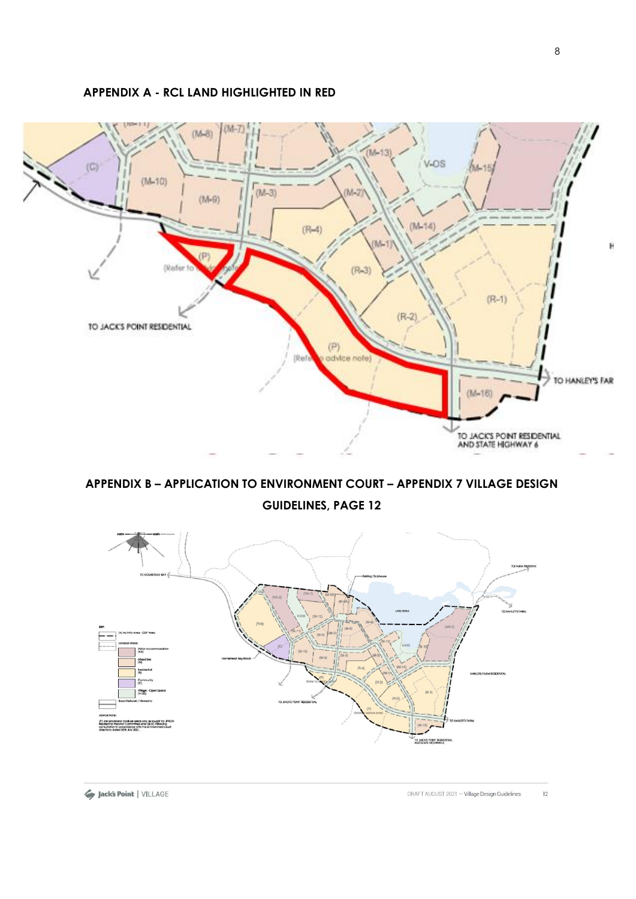## APPENDIX A - RCL LAND HIGHLIGHTED IN RED

## APPENDIX B – APPLICATION TO ENVIRONMENT COURT – APPENDIX 7 VILLAGE DESIGN GUIDELINES, PAGE 12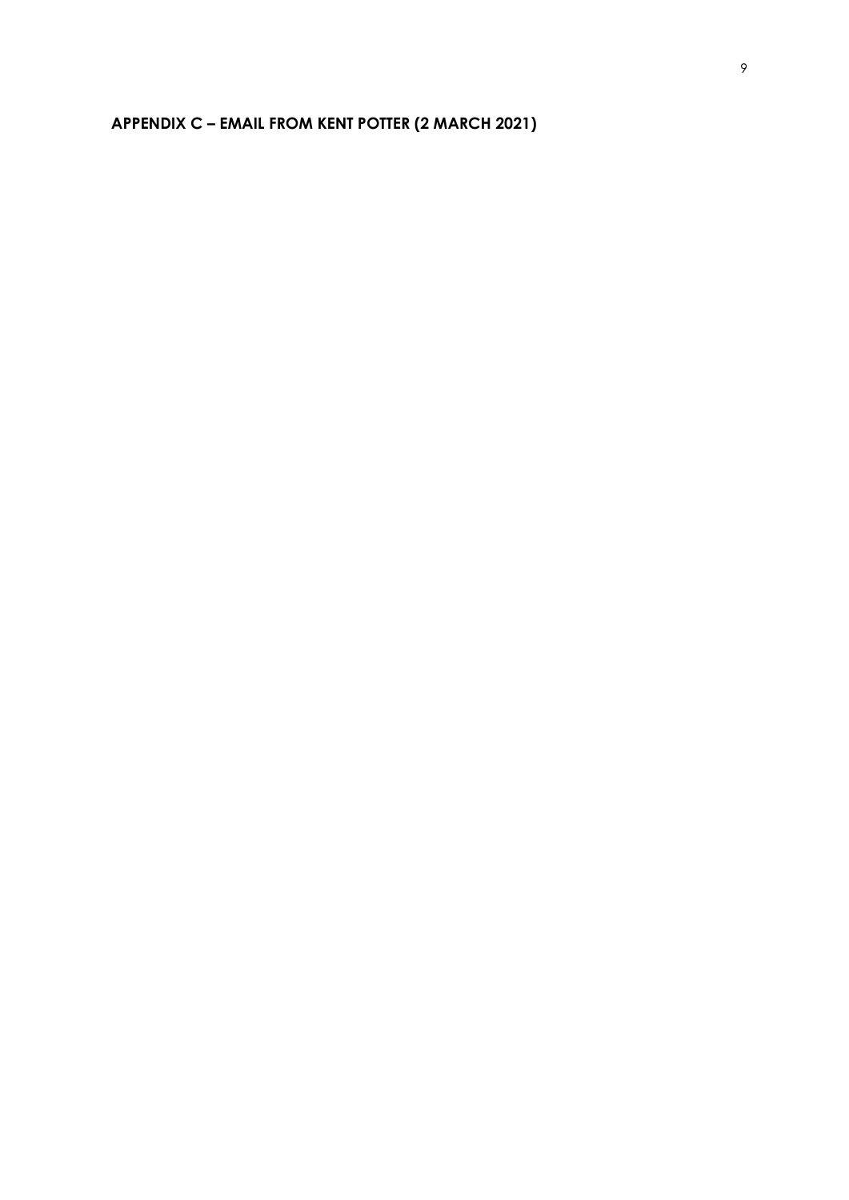## APPENDIX C – EMAIL FROM KENT POTTER (2 MARCH 2021)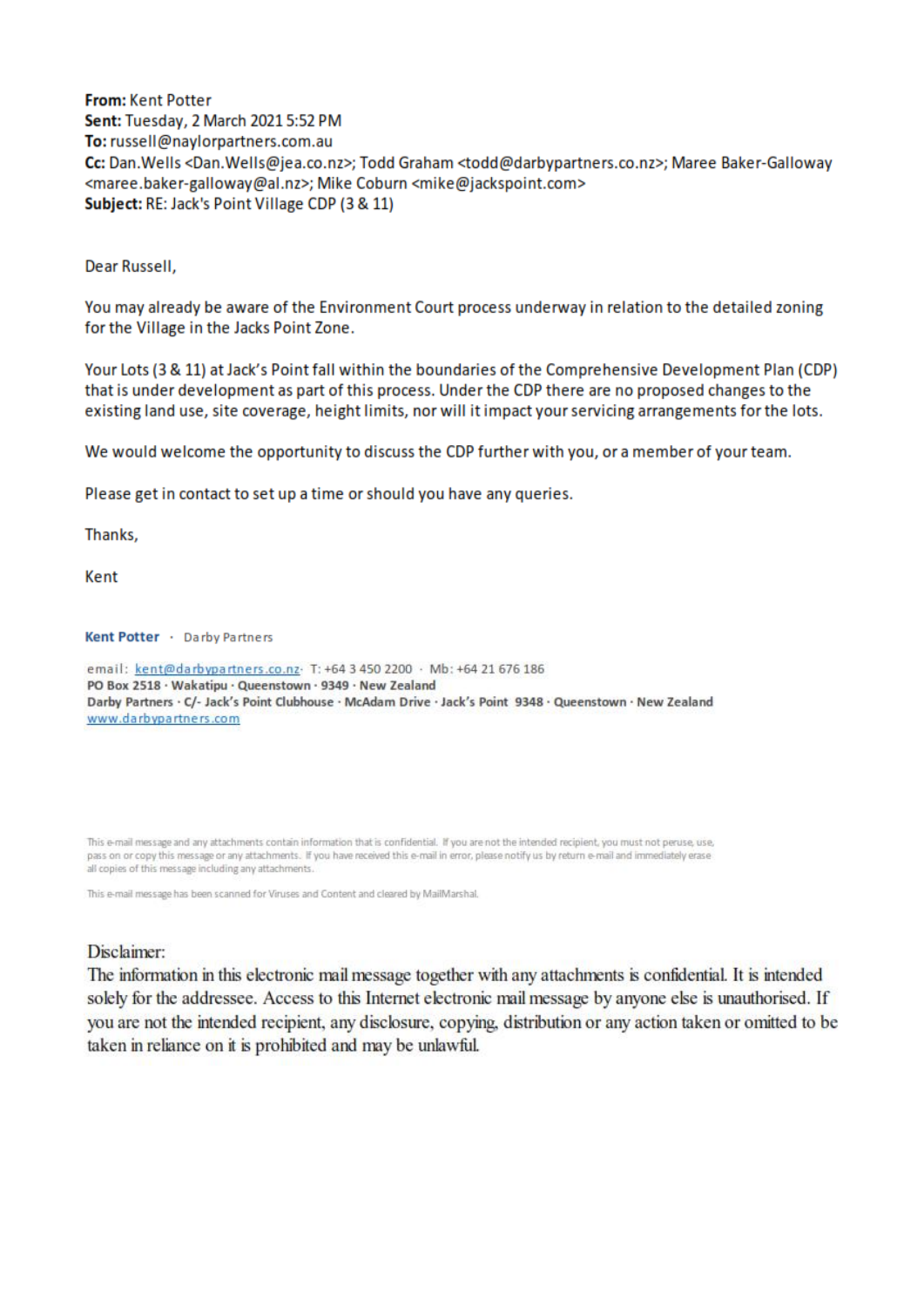**From:** Kent Potter
**Sent:** Tuesday, 2 March 2021 5:52 PM
**To:** russell@naylorpartners.com.au
**Cc:** Dan.Wells <Dan.Wells@jea.co.nz>; Todd Graham <todd@darbypartners.co.nz>; Maree Baker-Galloway <maree.baker-galloway@al.nz>; Mike Coburn <mike@jackspoint.com>
**Subject:** RE: Jack's Point Village CDP (3 & 11)

Dear Russell,

You may already be aware of the Environment Court process underway in relation to the detailed zoning for the Village in the Jacks Point Zone.

Your Lots (3 & 11) at Jack's Point fall within the boundaries of the Comprehensive Development Plan (CDP) that is under development as part of this process. Under the CDP there are no proposed changes to the existing land use, site coverage, height limits, nor will it impact your servicing arrangements for the lots.

We would welcome the opportunity to discuss the CDP further with you, or a member of your team.

Please get in contact to set up a time or should you have any queries.

Thanks,

Kent

**Kent Potter** · Darby Partners

email: kent@darbypartners.co.nz · T: +64 3 450 2200 · Mb: +64 21 676 186
**PO Box 2518 · Wakatipu · Queenstown · 9349 · New Zealand**
**Darby Partners · C/- Jack's Point Clubhouse · McAdam Drive · Jack's Point 9348 · Queenstown · New Zealand**
www.darbypartners.com

This e-mail message and any attachments contain information that is confidential. If you are not the intended recipient, you must not peruse, use, pass on or copy this message or any attachments. If you have received this e-mail in error, please notify us by return e-mail and immediately erase all copies of this message including any attachments.

This e-mail message has been scanned for Viruses and Content and cleared by MailMarshal.

Disclaimer:
The information in this electronic mail message together with any attachments is confidential. It is intended solely for the addressee. Access to this Internet electronic mail message by anyone else is unauthorised. If you are not the intended recipient, any disclosure, copying, distribution or any action taken or omitted to be taken in reliance on it is prohibited and may be unlawful.